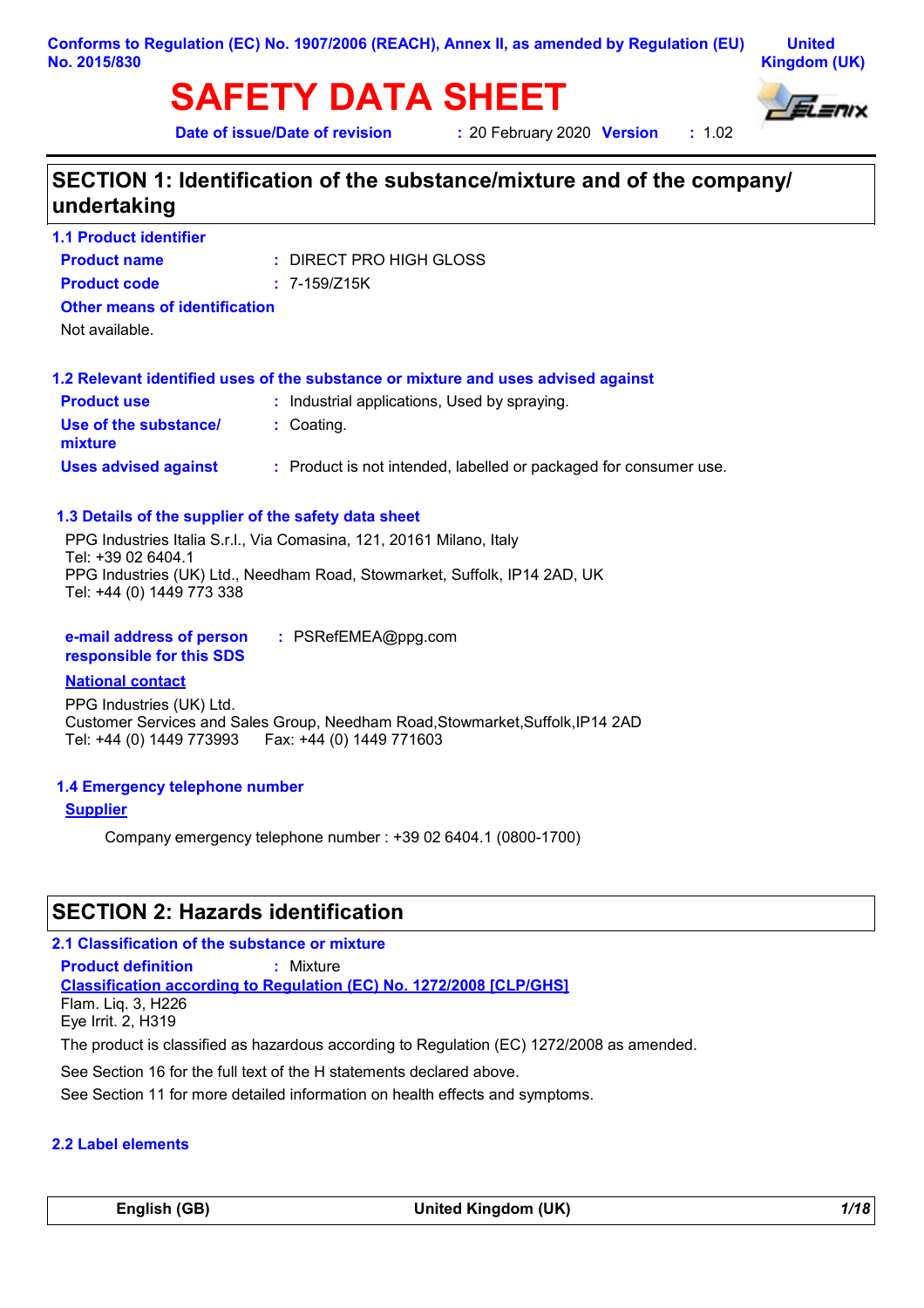Conforms to Regulation (EC) No. 1907/2006 (REACH), Annex II, as amended by Regulation (EU) No. 2015/830

United Kingdom (UK)

# SAFETY DATA SHEET

**Date of issue/Date of revision** : 20 February 2020 **Version** : 1.02

## SECTION 1: Identification of the substance/mixture and of the company/ undertaking

### 1.1 Product identifier

**Product name** : DIRECT PRO HIGH GLOSS

**Product code** : 7-159/Z15K

**Other means of identification**

Not available.

### 1.2 Relevant identified uses of the substance or mixture and uses advised against

**Product use** : Industrial applications, Used by spraying.

**Use of the substance/ mixture** : Coating.

**Uses advised against** : Product is not intended, labelled or packaged for consumer use.

### 1.3 Details of the supplier of the safety data sheet

PPG Industries Italia S.r.l., Via Comasina, 121, 20161 Milano, Italy
Tel: +39 02 6404.1
PPG Industries (UK) Ltd., Needham Road, Stowmarket, Suffolk, IP14 2AD, UK
Tel: +44 (0) 1449 773 338

**e-mail address of person responsible for this SDS** : PSRefEMEA@ppg.com

**National contact**

PPG Industries (UK) Ltd.
Customer Services and Sales Group, Needham Road,Stowmarket,Suffolk,IP14 2AD
Tel: +44 (0) 1449 773993 Fax: +44 (0) 1449 771603

### 1.4 Emergency telephone number

**Supplier**

Company emergency telephone number : +39 02 6404.1 (0800-1700)

## SECTION 2: Hazards identification

### 2.1 Classification of the substance or mixture

**Product definition** : Mixture

**Classification according to Regulation (EC) No. 1272/2008 [CLP/GHS]**

Flam. Liq. 3, H226
Eye Irrit. 2, H319

The product is classified as hazardous according to Regulation (EC) 1272/2008 as amended.

See Section 16 for the full text of the H statements declared above.

See Section 11 for more detailed information on health effects and symptoms.

### 2.2 Label elements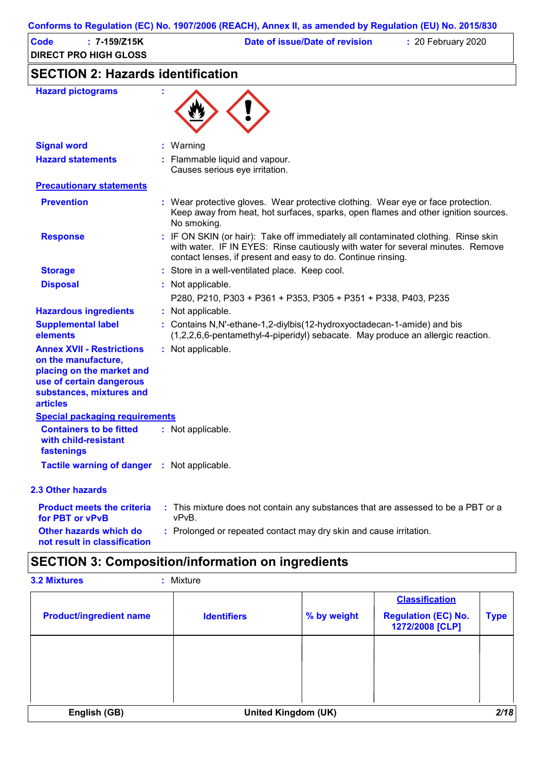Conforms to Regulation (EC) No. 1907/2006 (REACH), Annex II, as amended by Regulation (EU) No. 2015/830

| **Code** : **7-159/Z15K** | **Date of issue/Date of revision** : 20 February 2020 |
|---|---|
| **DIRECT PRO HIGH GLOSS** | |

## SECTION 2: Hazards identification

**Hazard pictograms** :

**Signal word** : Warning

**Hazard statements** : Flammable liquid and vapour.
Causes serious eye irritation.

**Precautionary statements**

**Prevention** : Wear protective gloves. Wear protective clothing. Wear eye or face protection. Keep away from heat, hot surfaces, sparks, open flames and other ignition sources. No smoking.

**Response** : IF ON SKIN (or hair): Take off immediately all contaminated clothing. Rinse skin with water. IF IN EYES: Rinse cautiously with water for several minutes. Remove contact lenses, if present and easy to do. Continue rinsing.

**Storage** : Store in a well-ventilated place. Keep cool.

**Disposal** : Not applicable.

P280, P210, P303 + P361 + P353, P305 + P351 + P338, P403, P235

**Hazardous ingredients** : Not applicable.

**Supplemental label elements** : Contains N,N'-ethane-1,2-diylbis(12-hydroxyoctadecan-1-amide) and bis (1,2,2,6,6-pentamethyl-4-piperidyl) sebacate. May produce an allergic reaction.

**Annex XVII - Restrictions on the manufacture, placing on the market and use of certain dangerous substances, mixtures and articles** : Not applicable.

**Special packaging requirements**

**Containers to be fitted with child-resistant fastenings** : Not applicable.

**Tactile warning of danger** : Not applicable.

### 2.3 Other hazards

**Product meets the criteria for PBT or vPvB** : This mixture does not contain any substances that are assessed to be a PBT or a vPvB.

**Other hazards which do not result in classification** : Prolonged or repeated contact may dry skin and cause irritation.

## SECTION 3: Composition/information on ingredients

**3.2 Mixtures** : Mixture

| Product/ingredient name | Identifiers | % by weight | Classification Regulation (EC) No. 1272/2008 [CLP] | Type |
|---|---|---|---|---|
| | | | | |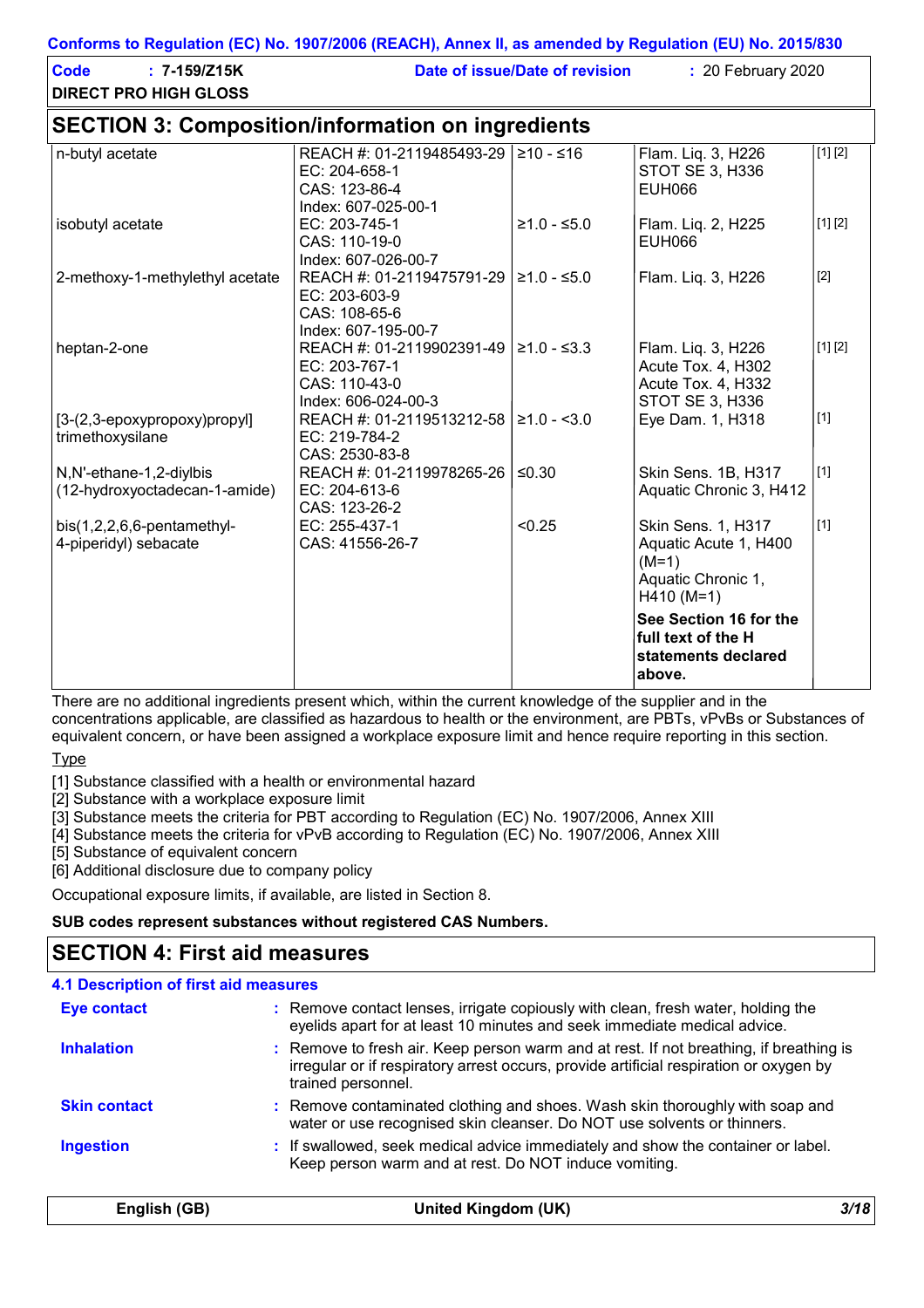## SECTION 3: Composition/information on ingredients

| | | | | |
|---|---|---|---|---|
| n-butyl acetate | REACH #: 01-2119485493-29<br>EC: 204-658-1<br>CAS: 123-86-4<br>Index: 607-025-00-1 | ≥10 - ≤16 | Flam. Liq. 3, H226<br>STOT SE 3, H336<br>EUH066 | [1] [2] |
| isobutyl acetate | EC: 203-745-1<br>CAS: 110-19-0<br>Index: 607-026-00-7 | ≥1.0 - ≤5.0 | Flam. Liq. 2, H225<br>EUH066 | [1] [2] |
| 2-methoxy-1-methylethyl acetate | REACH #: 01-2119475791-29<br>EC: 203-603-9<br>CAS: 108-65-6<br>Index: 607-195-00-7 | ≥1.0 - ≤5.0 | Flam. Liq. 3, H226 | [2] |
| heptan-2-one | REACH #: 01-2119902391-49<br>EC: 203-767-1<br>CAS: 110-43-0<br>Index: 606-024-00-3 | ≥1.0 - ≤3.3 | Flam. Liq. 3, H226<br>Acute Tox. 4, H302<br>Acute Tox. 4, H332<br>STOT SE 3, H336 | [1] [2] |
| [3-(2,3-epoxypropoxy)propyl] trimethoxysilane | REACH #: 01-2119513212-58<br>EC: 219-784-2<br>CAS: 2530-83-8 | ≥1.0 - <3.0 | Eye Dam. 1, H318 | [1] |
| N,N'-ethane-1,2-diylbis (12-hydroxyoctadecan-1-amide) | REACH #: 01-2119978265-26<br>EC: 204-613-6<br>CAS: 123-26-2 | ≤0.30 | Skin Sens. 1B, H317<br>Aquatic Chronic 3, H412 | [1] |
| bis(1,2,2,6,6-pentamethyl-4-piperidyl) sebacate | EC: 255-437-1<br>CAS: 41556-26-7 | <0.25 | Skin Sens. 1, H317<br>Aquatic Acute 1, H400 (M=1)<br>Aquatic Chronic 1, H410 (M=1) | [1] |
| | | | **See Section 16 for the full text of the H statements declared above.** | |

There are no additional ingredients present which, within the current knowledge of the supplier and in the concentrations applicable, are classified as hazardous to health or the environment, are PBTs, vPvBs or Substances of equivalent concern, or have been assigned a workplace exposure limit and hence require reporting in this section.

Type

[1] Substance classified with a health or environmental hazard
[2] Substance with a workplace exposure limit
[3] Substance meets the criteria for PBT according to Regulation (EC) No. 1907/2006, Annex XIII
[4] Substance meets the criteria for vPvB according to Regulation (EC) No. 1907/2006, Annex XIII
[5] Substance of equivalent concern
[6] Additional disclosure due to company policy

Occupational exposure limits, if available, are listed in Section 8.

**SUB codes represent substances without registered CAS Numbers.**

## SECTION 4: First aid measures

### 4.1 Description of first aid measures

**Eye contact** : Remove contact lenses, irrigate copiously with clean, fresh water, holding the eyelids apart for at least 10 minutes and seek immediate medical advice.

**Inhalation** : Remove to fresh air. Keep person warm and at rest. If not breathing, if breathing is irregular or if respiratory arrest occurs, provide artificial respiration or oxygen by trained personnel.

**Skin contact** : Remove contaminated clothing and shoes. Wash skin thoroughly with soap and water or use recognised skin cleanser. Do NOT use solvents or thinners.

**Ingestion** : If swallowed, seek medical advice immediately and show the container or label. Keep person warm and at rest. Do NOT induce vomiting.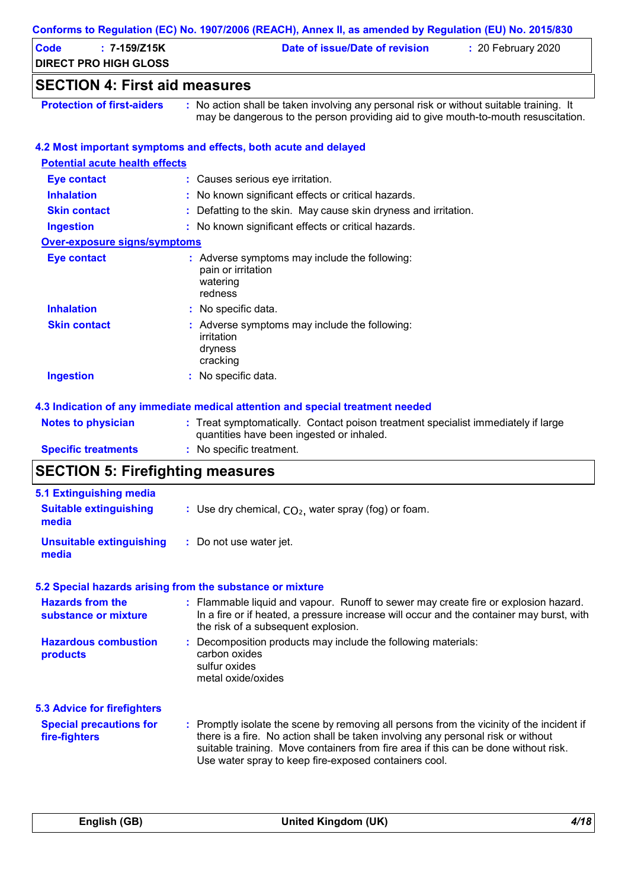## SECTION 4: First aid measures

**Protection of first-aiders** : No action shall be taken involving any personal risk or without suitable training. It may be dangerous to the person providing aid to give mouth-to-mouth resuscitation.

### 4.2 Most important symptoms and effects, both acute and delayed

**Potential acute health effects**

| | |
|---|---|
| **Eye contact** | : Causes serious eye irritation. |
| **Inhalation** | : No known significant effects or critical hazards. |
| **Skin contact** | : Defatting to the skin. May cause skin dryness and irritation. |
| **Ingestion** | : No known significant effects or critical hazards. |

**Over-exposure signs/symptoms**

| | |
|---|---|
| **Eye contact** | : Adverse symptoms may include the following: pain or irritation, watering, redness |
| **Inhalation** | : No specific data. |
| **Skin contact** | : Adverse symptoms may include the following: irritation, dryness, cracking |
| **Ingestion** | : No specific data. |

### 4.3 Indication of any immediate medical attention and special treatment needed

| | |
|---|---|
| **Notes to physician** | : Treat symptomatically. Contact poison treatment specialist immediately if large quantities have been ingested or inhaled. |
| **Specific treatments** | : No specific treatment. |

## SECTION 5: Firefighting measures

### 5.1 Extinguishing media

| | |
|---|---|
| **Suitable extinguishing media** | : Use dry chemical, $CO_2$, water spray (fog) or foam. |
| **Unsuitable extinguishing media** | : Do not use water jet. |

### 5.2 Special hazards arising from the substance or mixture

| | |
|---|---|
| **Hazards from the substance or mixture** | : Flammable liquid and vapour. Runoff to sewer may create fire or explosion hazard. In a fire or if heated, a pressure increase will occur and the container may burst, with the risk of a subsequent explosion. |
| **Hazardous combustion products** | : Decomposition products may include the following materials: carbon oxides, sulfur oxides, metal oxide/oxides |

### 5.3 Advice for firefighters

**Special precautions for fire-fighters** : Promptly isolate the scene by removing all persons from the vicinity of the incident if there is a fire. No action shall be taken involving any personal risk or without suitable training. Move containers from fire area if this can be done without risk. Use water spray to keep fire-exposed containers cool.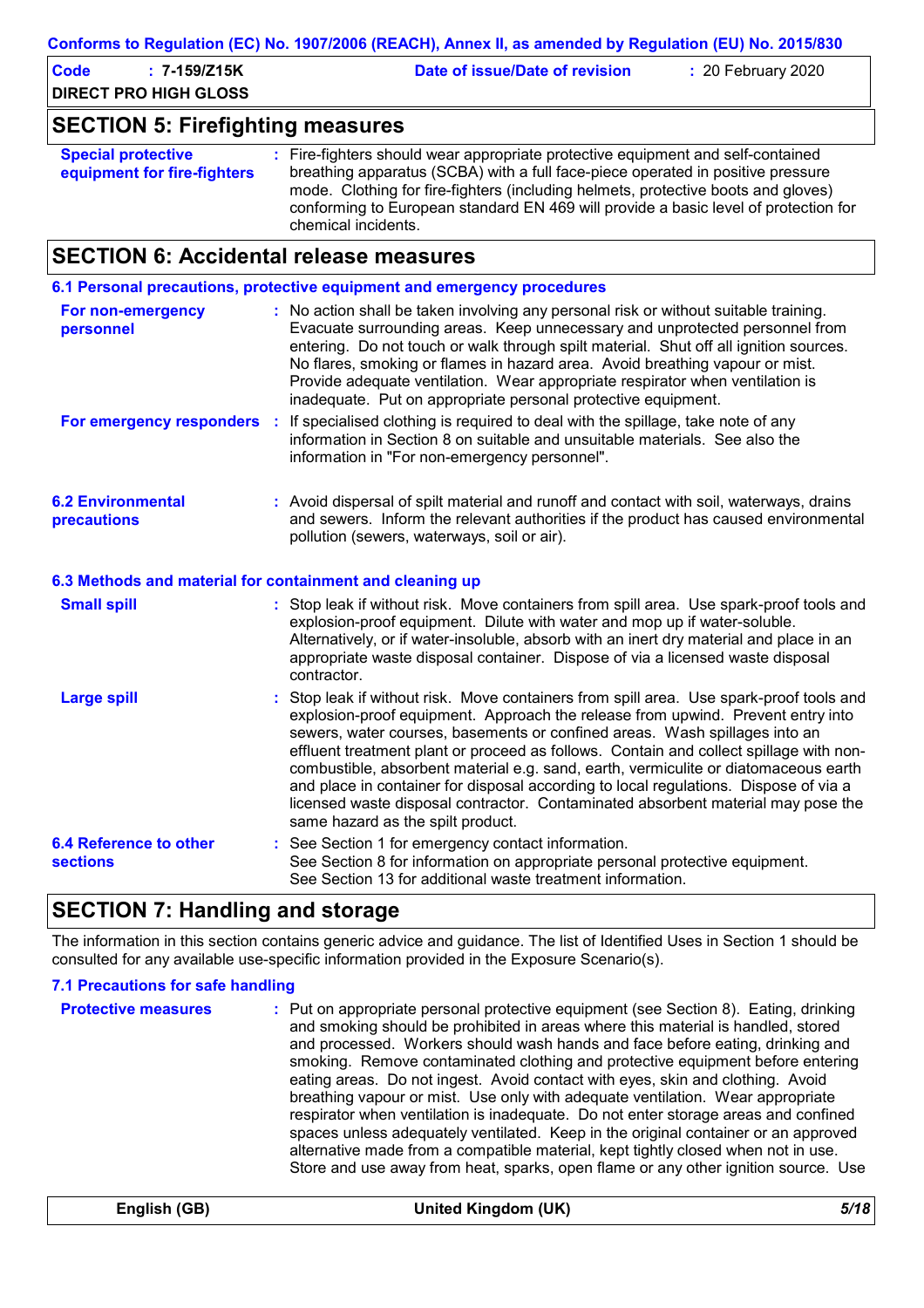## SECTION 5: Firefighting measures

**Special protective equipment for fire-fighters** : Fire-fighters should wear appropriate protective equipment and self-contained breathing apparatus (SCBA) with a full face-piece operated in positive pressure mode. Clothing for fire-fighters (including helmets, protective boots and gloves) conforming to European standard EN 469 will provide a basic level of protection for chemical incidents.

## SECTION 6: Accidental release measures

### 6.1 Personal precautions, protective equipment and emergency procedures

**For non-emergency personnel** : No action shall be taken involving any personal risk or without suitable training. Evacuate surrounding areas. Keep unnecessary and unprotected personnel from entering. Do not touch or walk through spilt material. Shut off all ignition sources. No flares, smoking or flames in hazard area. Avoid breathing vapour or mist. Provide adequate ventilation. Wear appropriate respirator when ventilation is inadequate. Put on appropriate personal protective equipment.

**For emergency responders** : If specialised clothing is required to deal with the spillage, take note of any information in Section 8 on suitable and unsuitable materials. See also the information in "For non-emergency personnel".

### 6.2 Environmental precautions

: Avoid dispersal of spilt material and runoff and contact with soil, waterways, drains and sewers. Inform the relevant authorities if the product has caused environmental pollution (sewers, waterways, soil or air).

### 6.3 Methods and material for containment and cleaning up

**Small spill** : Stop leak if without risk. Move containers from spill area. Use spark-proof tools and explosion-proof equipment. Dilute with water and mop up if water-soluble. Alternatively, or if water-insoluble, absorb with an inert dry material and place in an appropriate waste disposal container. Dispose of via a licensed waste disposal contractor.

**Large spill** : Stop leak if without risk. Move containers from spill area. Use spark-proof tools and explosion-proof equipment. Approach the release from upwind. Prevent entry into sewers, water courses, basements or confined areas. Wash spillages into an effluent treatment plant or proceed as follows. Contain and collect spillage with non-combustible, absorbent material e.g. sand, earth, vermiculite or diatomaceous earth and place in container for disposal according to local regulations. Dispose of via a licensed waste disposal contractor. Contaminated absorbent material may pose the same hazard as the spilt product.

### 6.4 Reference to other sections

: See Section 1 for emergency contact information.
See Section 8 for information on appropriate personal protective equipment.
See Section 13 for additional waste treatment information.

## SECTION 7: Handling and storage

The information in this section contains generic advice and guidance. The list of Identified Uses in Section 1 should be consulted for any available use-specific information provided in the Exposure Scenario(s).

### 7.1 Precautions for safe handling

**Protective measures** : Put on appropriate personal protective equipment (see Section 8). Eating, drinking and smoking should be prohibited in areas where this material is handled, stored and processed. Workers should wash hands and face before eating, drinking and smoking. Remove contaminated clothing and protective equipment before entering eating areas. Do not ingest. Avoid contact with eyes, skin and clothing. Avoid breathing vapour or mist. Use only with adequate ventilation. Wear appropriate respirator when ventilation is inadequate. Do not enter storage areas and confined spaces unless adequately ventilated. Keep in the original container or an approved alternative made from a compatible material, kept tightly closed when not in use. Store and use away from heat, sparks, open flame or any other ignition source. Use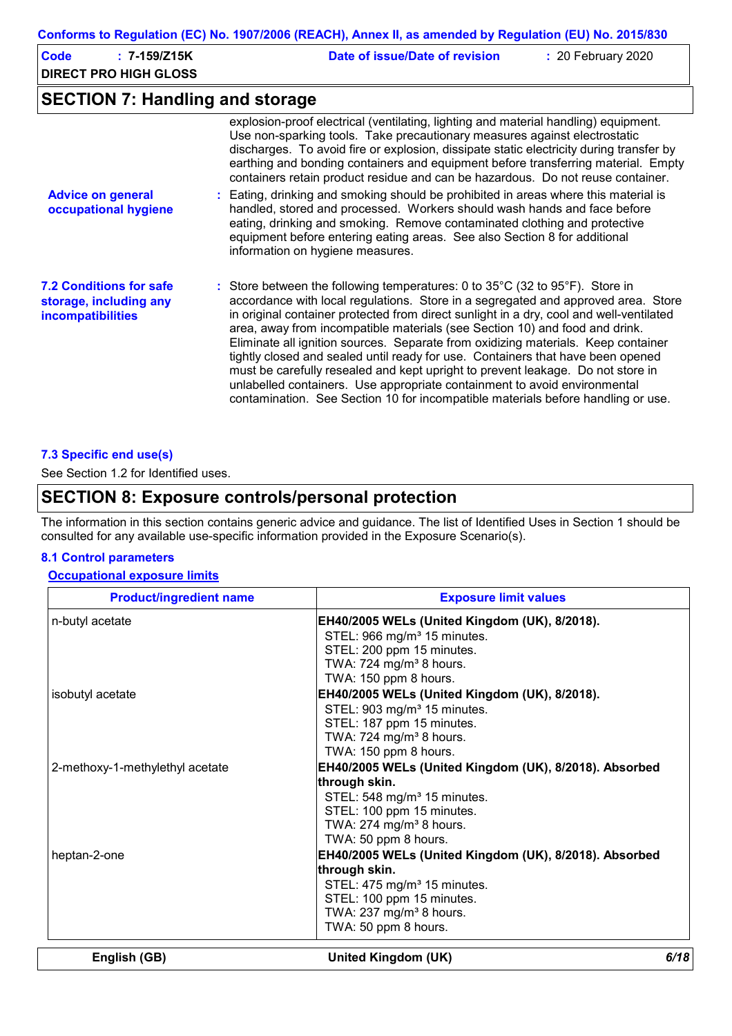## SECTION 7: Handling and storage

explosion-proof electrical (ventilating, lighting and material handling) equipment. Use non-sparking tools. Take precautionary measures against electrostatic discharges. To avoid fire or explosion, dissipate static electricity during transfer by earthing and bonding containers and equipment before transferring material. Empty containers retain product residue and can be hazardous. Do not reuse container.

**Advice on general occupational hygiene** : Eating, drinking and smoking should be prohibited in areas where this material is handled, stored and processed. Workers should wash hands and face before eating, drinking and smoking. Remove contaminated clothing and protective equipment before entering eating areas. See also Section 8 for additional information on hygiene measures.

**7.2 Conditions for safe storage, including any incompatibilities** : Store between the following temperatures: 0 to 35°C (32 to 95°F). Store in accordance with local regulations. Store in a segregated and approved area. Store in original container protected from direct sunlight in a dry, cool and well-ventilated area, away from incompatible materials (see Section 10) and food and drink. Eliminate all ignition sources. Separate from oxidizing materials. Keep container tightly closed and sealed until ready for use. Containers that have been opened must be carefully resealed and kept upright to prevent leakage. Do not store in unlabelled containers. Use appropriate containment to avoid environmental contamination. See Section 10 for incompatible materials before handling or use.

### 7.3 Specific end use(s)

See Section 1.2 for Identified uses.

## SECTION 8: Exposure controls/personal protection

The information in this section contains generic advice and guidance. The list of Identified Uses in Section 1 should be consulted for any available use-specific information provided in the Exposure Scenario(s).

### 8.1 Control parameters

**Occupational exposure limits**

| Product/ingredient name | Exposure limit values |
|---|---|
| n-butyl acetate | **EH40/2005 WELs (United Kingdom (UK), 8/2018).**<br>STEL: 966 mg/m³ 15 minutes.<br>STEL: 200 ppm 15 minutes.<br>TWA: 724 mg/m³ 8 hours.<br>TWA: 150 ppm 8 hours. |
| isobutyl acetate | **EH40/2005 WELs (United Kingdom (UK), 8/2018).**<br>STEL: 903 mg/m³ 15 minutes.<br>STEL: 187 ppm 15 minutes.<br>TWA: 724 mg/m³ 8 hours.<br>TWA: 150 ppm 8 hours. |
| 2-methoxy-1-methylethyl acetate | **EH40/2005 WELs (United Kingdom (UK), 8/2018). Absorbed through skin.**<br>STEL: 548 mg/m³ 15 minutes.<br>STEL: 100 ppm 15 minutes.<br>TWA: 274 mg/m³ 8 hours.<br>TWA: 50 ppm 8 hours. |
| heptan-2-one | **EH40/2005 WELs (United Kingdom (UK), 8/2018). Absorbed through skin.**<br>STEL: 475 mg/m³ 15 minutes.<br>STEL: 100 ppm 15 minutes.<br>TWA: 237 mg/m³ 8 hours.<br>TWA: 50 ppm 8 hours. |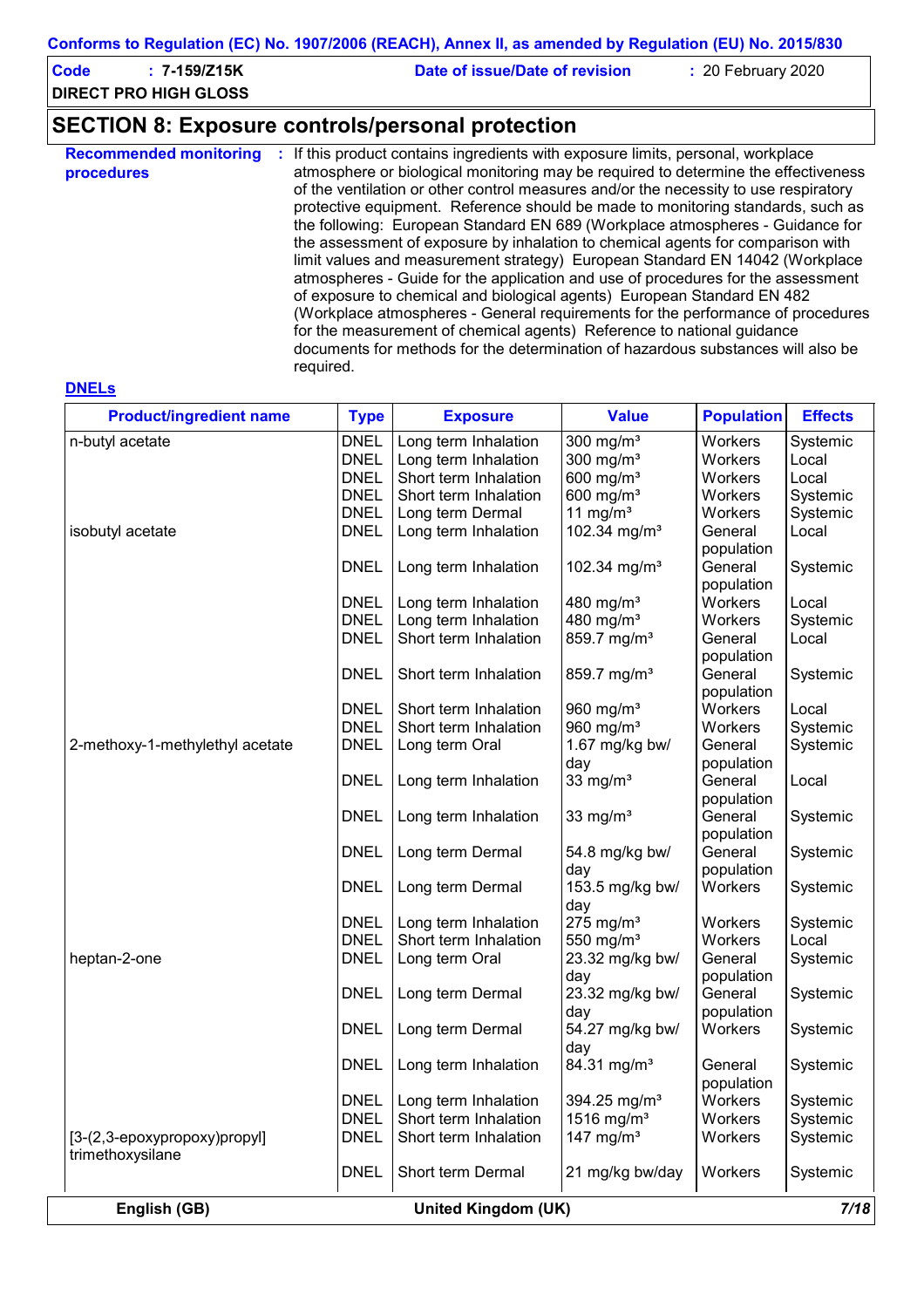## SECTION 8: Exposure controls/personal protection

**Recommended monitoring procedures** : If this product contains ingredients with exposure limits, personal, workplace atmosphere or biological monitoring may be required to determine the effectiveness of the ventilation or other control measures and/or the necessity to use respiratory protective equipment. Reference should be made to monitoring standards, such as the following: European Standard EN 689 (Workplace atmospheres - Guidance for the assessment of exposure by inhalation to chemical agents for comparison with limit values and measurement strategy) European Standard EN 14042 (Workplace atmospheres - Guide for the application and use of procedures for the assessment of exposure to chemical and biological agents) European Standard EN 482 (Workplace atmospheres - General requirements for the performance of procedures for the measurement of chemical agents) Reference to national guidance documents for methods for the determination of hazardous substances will also be required.

**DNELs**

| Product/ingredient name | Type | Exposure | Value | Population | Effects |
|---|---|---|---|---|---|
| n-butyl acetate | DNEL | Long term Inhalation | 300 mg/m³ | Workers | Systemic |
| | DNEL | Long term Inhalation | 300 mg/m³ | Workers | Local |
| | DNEL | Short term Inhalation | 600 mg/m³ | Workers | Local |
| | DNEL | Short term Inhalation | 600 mg/m³ | Workers | Systemic |
| | DNEL | Long term Dermal | 11 mg/m³ | Workers | Systemic |
| isobutyl acetate | DNEL | Long term Inhalation | 102.34 mg/m³ | General population | Local |
| | DNEL | Long term Inhalation | 102.34 mg/m³ | General population | Systemic |
| | DNEL | Long term Inhalation | 480 mg/m³ | Workers | Local |
| | DNEL | Long term Inhalation | 480 mg/m³ | Workers | Systemic |
| | DNEL | Short term Inhalation | 859.7 mg/m³ | General population | Local |
| | DNEL | Short term Inhalation | 859.7 mg/m³ | General population | Systemic |
| | DNEL | Short term Inhalation | 960 mg/m³ | Workers | Local |
| | DNEL | Short term Inhalation | 960 mg/m³ | Workers | Systemic |
| 2-methoxy-1-methylethyl acetate | DNEL | Long term Oral | 1.67 mg/kg bw/day | General population | Systemic |
| | DNEL | Long term Inhalation | 33 mg/m³ | General population | Local |
| | DNEL | Long term Inhalation | 33 mg/m³ | General population | Systemic |
| | DNEL | Long term Dermal | 54.8 mg/kg bw/day | General population | Systemic |
| | DNEL | Long term Dermal | 153.5 mg/kg bw/day | Workers | Systemic |
| | DNEL | Long term Inhalation | 275 mg/m³ | Workers | Systemic |
| | DNEL | Short term Inhalation | 550 mg/m³ | Workers | Local |
| heptan-2-one | DNEL | Long term Oral | 23.32 mg/kg bw/day | General population | Systemic |
| | DNEL | Long term Dermal | 23.32 mg/kg bw/day | General population | Systemic |
| | DNEL | Long term Dermal | 54.27 mg/kg bw/day | Workers | Systemic |
| | DNEL | Long term Inhalation | 84.31 mg/m³ | General population | Systemic |
| | DNEL | Long term Inhalation | 394.25 mg/m³ | Workers | Systemic |
| | DNEL | Short term Inhalation | 1516 mg/m³ | Workers | Systemic |
| [3-(2,3-epoxypropoxy)propyl] trimethoxysilane | DNEL | Short term Inhalation | 147 mg/m³ | Workers | Systemic |
| | DNEL | Short term Dermal | 21 mg/kg bw/day | Workers | Systemic |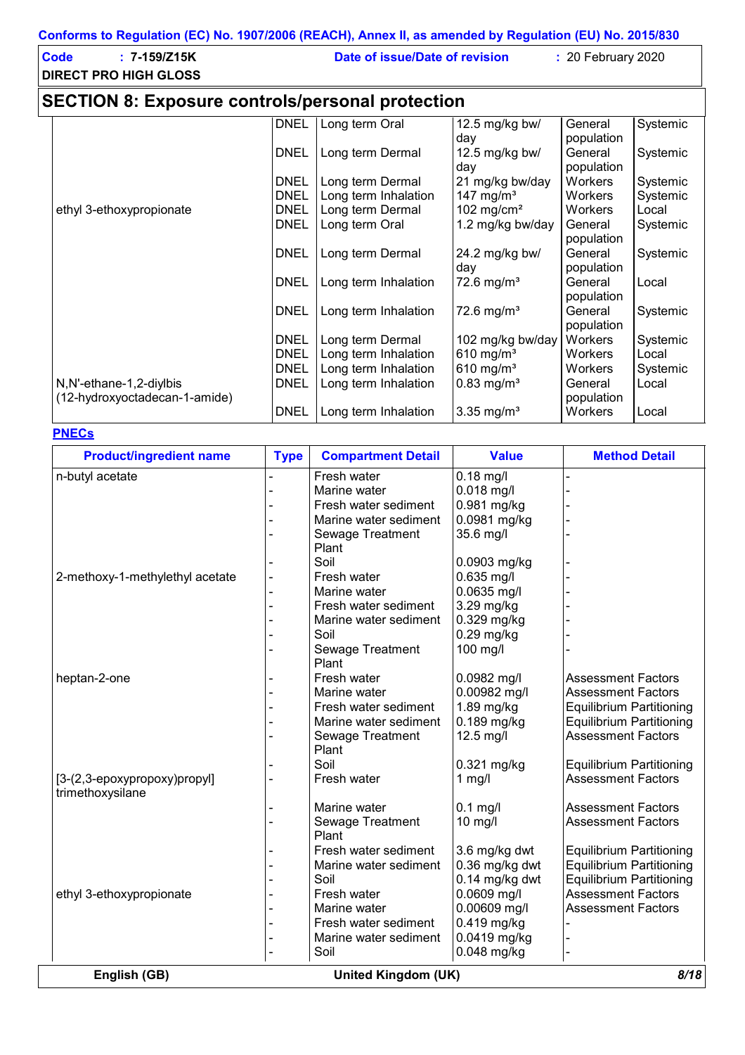Conforms to Regulation (EC) No. 1907/2006 (REACH), Annex II, as amended by Regulation (EU) No. 2015/830

**Code** : 7-159/Z15K **Date of issue/Date of revision** : 20 February 2020

**DIRECT PRO HIGH GLOSS**

## SECTION 8: Exposure controls/personal protection

| | | | | | |
|---|---|---|---|---|---|
| | DNEL | Long term Oral | 12.5 mg/kg bw/day | General population | Systemic |
| | DNEL | Long term Dermal | 12.5 mg/kg bw/day | General population | Systemic |
| ethyl 3-ethoxypropionate | DNEL | Long term Dermal | 21 mg/kg bw/day | Workers | Systemic |
| | DNEL | Long term Inhalation | 147 mg/m³ | Workers | Systemic |
| | DNEL | Long term Dermal | 102 mg/cm² | Workers | Local |
| | DNEL | Long term Oral | 1.2 mg/kg bw/day | General population | Systemic |
| | DNEL | Long term Dermal | 24.2 mg/kg bw/day | General population | Systemic |
| | DNEL | Long term Inhalation | 72.6 mg/m³ | General population | Local |
| | DNEL | Long term Inhalation | 72.6 mg/m³ | General population | Systemic |
| | DNEL | Long term Dermal | 102 mg/kg bw/day | Workers | Systemic |
| | DNEL | Long term Inhalation | 610 mg/m³ | Workers | Local |
| | DNEL | Long term Inhalation | 610 mg/m³ | Workers | Systemic |
| N,N'-ethane-1,2-diylbis (12-hydroxyoctadecan-1-amide) | DNEL | Long term Inhalation | 0.83 mg/m³ | General population | Local |
| | DNEL | Long term Inhalation | 3.35 mg/m³ | Workers | Local |

**PNECs**

| Product/ingredient name | Type | Compartment Detail | Value | Method Detail |
|---|---|---|---|---|
| n-butyl acetate | - | Fresh water | 0.18 mg/l | - |
| | - | Marine water | 0.018 mg/l | - |
| | - | Fresh water sediment | 0.981 mg/kg | - |
| | - | Marine water sediment | 0.0981 mg/kg | - |
| | - | Sewage Treatment Plant | 35.6 mg/l | - |
| | - | Soil | 0.0903 mg/kg | - |
| 2-methoxy-1-methylethyl acetate | - | Fresh water | 0.635 mg/l | - |
| | - | Marine water | 0.0635 mg/l | - |
| | - | Fresh water sediment | 3.29 mg/kg | - |
| | - | Marine water sediment | 0.329 mg/kg | - |
| | - | Soil | 0.29 mg/kg | - |
| | - | Sewage Treatment Plant | 100 mg/l | - |
| heptan-2-one | - | Fresh water | 0.0982 mg/l | Assessment Factors |
| | - | Marine water | 0.00982 mg/l | Assessment Factors |
| | - | Fresh water sediment | 1.89 mg/kg | Equilibrium Partitioning |
| | - | Marine water sediment | 0.189 mg/kg | Equilibrium Partitioning |
| | - | Sewage Treatment Plant | 12.5 mg/l | Assessment Factors |
| | - | Soil | 0.321 mg/kg | Equilibrium Partitioning |
| [3-(2,3-epoxypropoxy)propyl] trimethoxysilane | - | Fresh water | 1 mg/l | Assessment Factors |
| | - | Marine water | 0.1 mg/l | Assessment Factors |
| | - | Sewage Treatment Plant | 10 mg/l | Assessment Factors |
| | - | Fresh water sediment | 3.6 mg/kg dwt | Equilibrium Partitioning |
| | - | Marine water sediment | 0.36 mg/kg dwt | Equilibrium Partitioning |
| | - | Soil | 0.14 mg/kg dwt | Equilibrium Partitioning |
| ethyl 3-ethoxypropionate | - | Fresh water | 0.0609 mg/l | Assessment Factors |
| | - | Marine water | 0.00609 mg/l | Assessment Factors |
| | - | Fresh water sediment | 0.419 mg/kg | - |
| | - | Marine water sediment | 0.0419 mg/kg | - |
| | - | Soil | 0.048 mg/kg | - |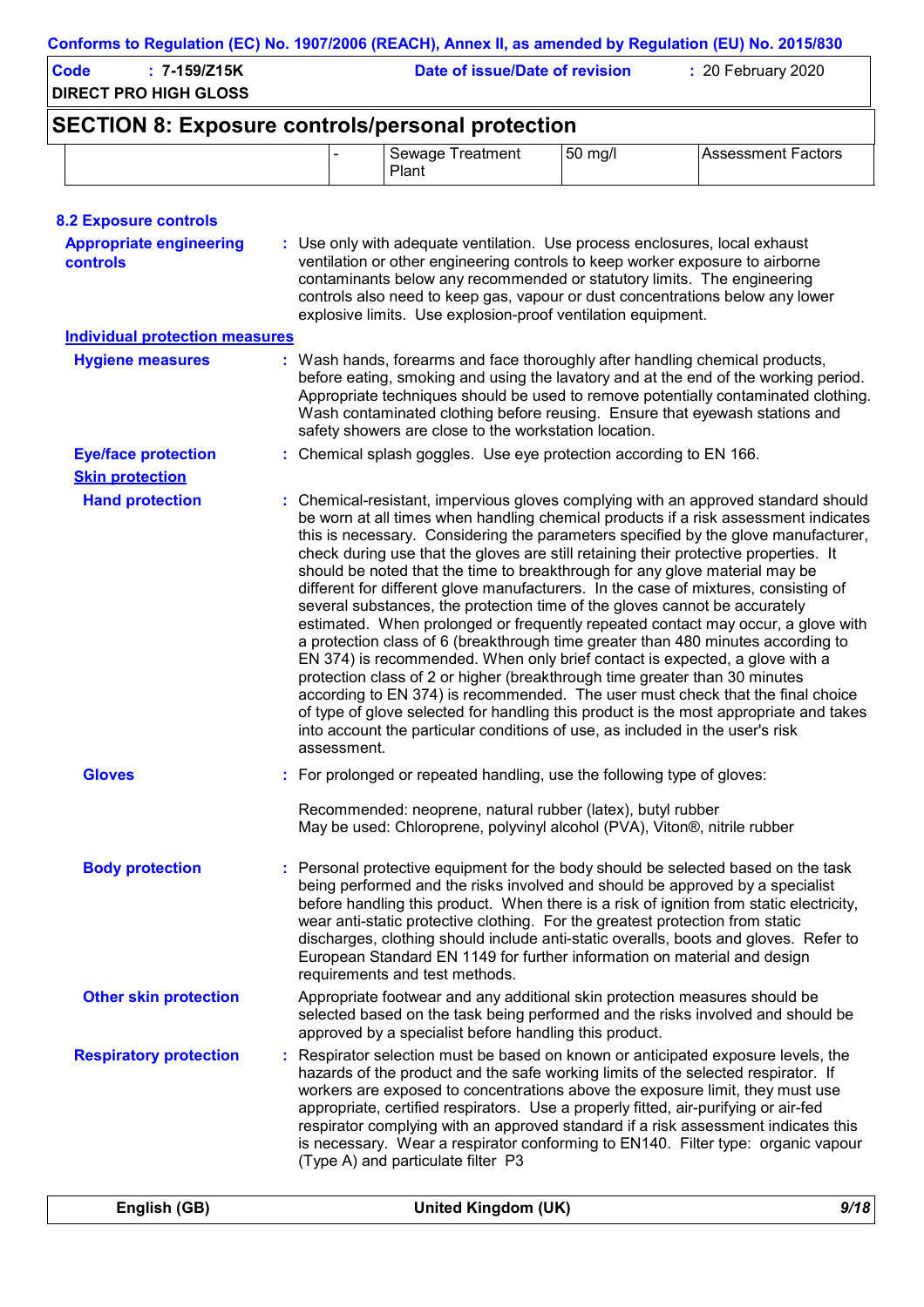## SECTION 8: Exposure controls/personal protection

| | | | | |
|---|---|---|---|---|
| | - | Sewage Treatment Plant | 50 mg/l | Assessment Factors |

### 8.2 Exposure controls

**Appropriate engineering controls** : Use only with adequate ventilation. Use process enclosures, local exhaust ventilation or other engineering controls to keep worker exposure to airborne contaminants below any recommended or statutory limits. The engineering controls also need to keep gas, vapour or dust concentrations below any lower explosive limits. Use explosion-proof ventilation equipment.

**Individual protection measures**

**Hygiene measures** : Wash hands, forearms and face thoroughly after handling chemical products, before eating, smoking and using the lavatory and at the end of the working period. Appropriate techniques should be used to remove potentially contaminated clothing. Wash contaminated clothing before reusing. Ensure that eyewash stations and safety showers are close to the workstation location.

**Eye/face protection** : Chemical splash goggles. Use eye protection according to EN 166.

**Skin protection**

**Hand protection** : Chemical-resistant, impervious gloves complying with an approved standard should be worn at all times when handling chemical products if a risk assessment indicates this is necessary. Considering the parameters specified by the glove manufacturer, check during use that the gloves are still retaining their protective properties. It should be noted that the time to breakthrough for any glove material may be different for different glove manufacturers. In the case of mixtures, consisting of several substances, the protection time of the gloves cannot be accurately estimated. When prolonged or frequently repeated contact may occur, a glove with a protection class of 6 (breakthrough time greater than 480 minutes according to EN 374) is recommended. When only brief contact is expected, a glove with a protection class of 2 or higher (breakthrough time greater than 30 minutes according to EN 374) is recommended. The user must check that the final choice of type of glove selected for handling this product is the most appropriate and takes into account the particular conditions of use, as included in the user's risk assessment.

**Gloves** : For prolonged or repeated handling, use the following type of gloves:

Recommended: neoprene, natural rubber (latex), butyl rubber
May be used: Chloroprene, polyvinyl alcohol (PVA), Viton®, nitrile rubber

**Body protection** : Personal protective equipment for the body should be selected based on the task being performed and the risks involved and should be approved by a specialist before handling this product. When there is a risk of ignition from static electricity, wear anti-static protective clothing. For the greatest protection from static discharges, clothing should include anti-static overalls, boots and gloves. Refer to European Standard EN 1149 for further information on material and design requirements and test methods.

**Other skin protection** Appropriate footwear and any additional skin protection measures should be selected based on the task being performed and the risks involved and should be approved by a specialist before handling this product.

**Respiratory protection** : Respirator selection must be based on known or anticipated exposure levels, the hazards of the product and the safe working limits of the selected respirator. If workers are exposed to concentrations above the exposure limit, they must use appropriate, certified respirators. Use a properly fitted, air-purifying or air-fed respirator complying with an approved standard if a risk assessment indicates this is necessary. Wear a respirator conforming to EN140. Filter type: organic vapour (Type A) and particulate filter P3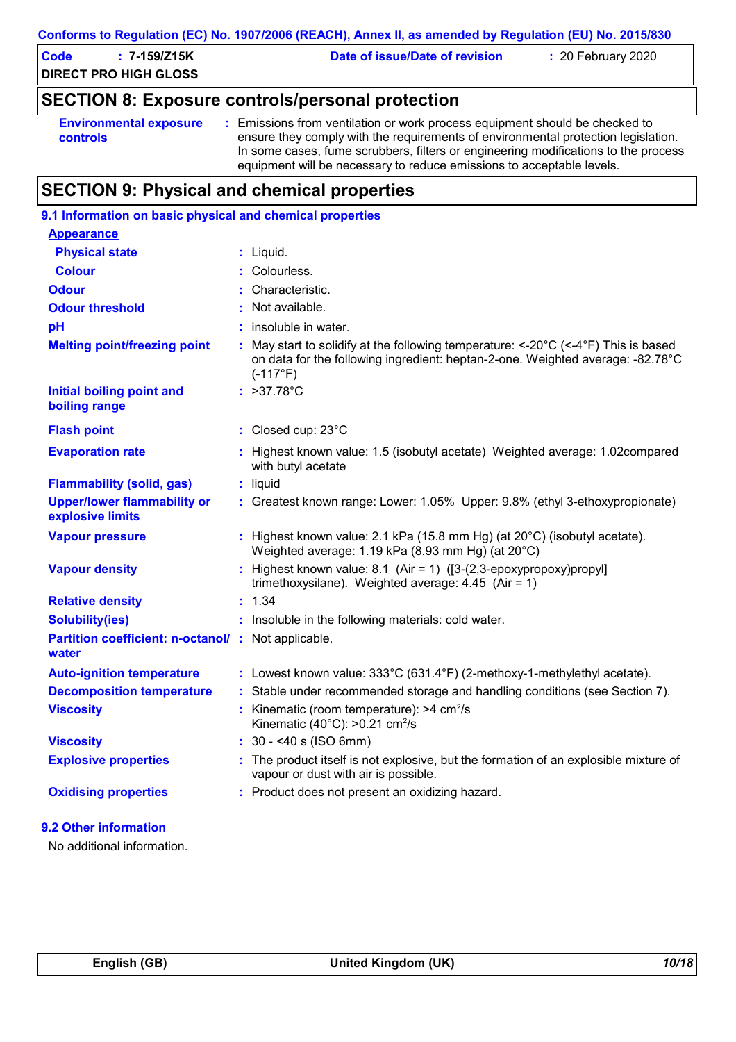Conforms to Regulation (EC) No. 1907/2006 (REACH), Annex II, as amended by Regulation (EU) No. 2015/830

| Code : 7-159/Z15K | Date of issue/Date of revision : 20 February 2020 |
|---|---|
| DIRECT PRO HIGH GLOSS | |

## SECTION 8: Exposure controls/personal protection

| | |
|---|---|
| **Environmental exposure controls** | : Emissions from ventilation or work process equipment should be checked to ensure they comply with the requirements of environmental protection legislation. In some cases, fume scrubbers, filters or engineering modifications to the process equipment will be necessary to reduce emissions to acceptable levels. |

## SECTION 9: Physical and chemical properties

### 9.1 Information on basic physical and chemical properties

| | |
|---|---|
| **Appearance** | |
| **Physical state** | : Liquid. |
| **Colour** | : Colourless. |
| **Odour** | : Characteristic. |
| **Odour threshold** | : Not available. |
| **pH** | : insoluble in water. |
| **Melting point/freezing point** | : May start to solidify at the following temperature: <-20°C (<-4°F) This is based on data for the following ingredient: heptan-2-one. Weighted average: -82.78°C (-117°F) |
| **Initial boiling point and boiling range** | : >37.78°C |
| **Flash point** | : Closed cup: 23°C |
| **Evaporation rate** | : Highest known value: 1.5 (isobutyl acetate) Weighted average: 1.02compared with butyl acetate |
| **Flammability (solid, gas)** | : liquid |
| **Upper/lower flammability or explosive limits** | : Greatest known range: Lower: 1.05% Upper: 9.8% (ethyl 3-ethoxypropionate) |
| **Vapour pressure** | : Highest known value: 2.1 kPa (15.8 mm Hg) (at 20°C) (isobutyl acetate). Weighted average: 1.19 kPa (8.93 mm Hg) (at 20°C) |
| **Vapour density** | : Highest known value: 8.1 (Air = 1) ([3-(2,3-epoxypropoxy)propyl] trimethoxysilane). Weighted average: 4.45 (Air = 1) |
| **Relative density** | : 1.34 |
| **Solubility(ies)** | : Insoluble in the following materials: cold water. |
| **Partition coefficient: n-octanol/ water** | : Not applicable. |
| **Auto-ignition temperature** | : Lowest known value: 333°C (631.4°F) (2-methoxy-1-methylethyl acetate). |
| **Decomposition temperature** | : Stable under recommended storage and handling conditions (see Section 7). |
| **Viscosity** | : Kinematic (room temperature): >4 $cm^2/s$ Kinematic (40°C): >0.21 $cm^2/s$ |
| **Viscosity** | : 30 - <40 s (ISO 6mm) |
| **Explosive properties** | : The product itself is not explosive, but the formation of an explosible mixture of vapour or dust with air is possible. |
| **Oxidising properties** | : Product does not present an oxidizing hazard. |

### 9.2 Other information

No additional information.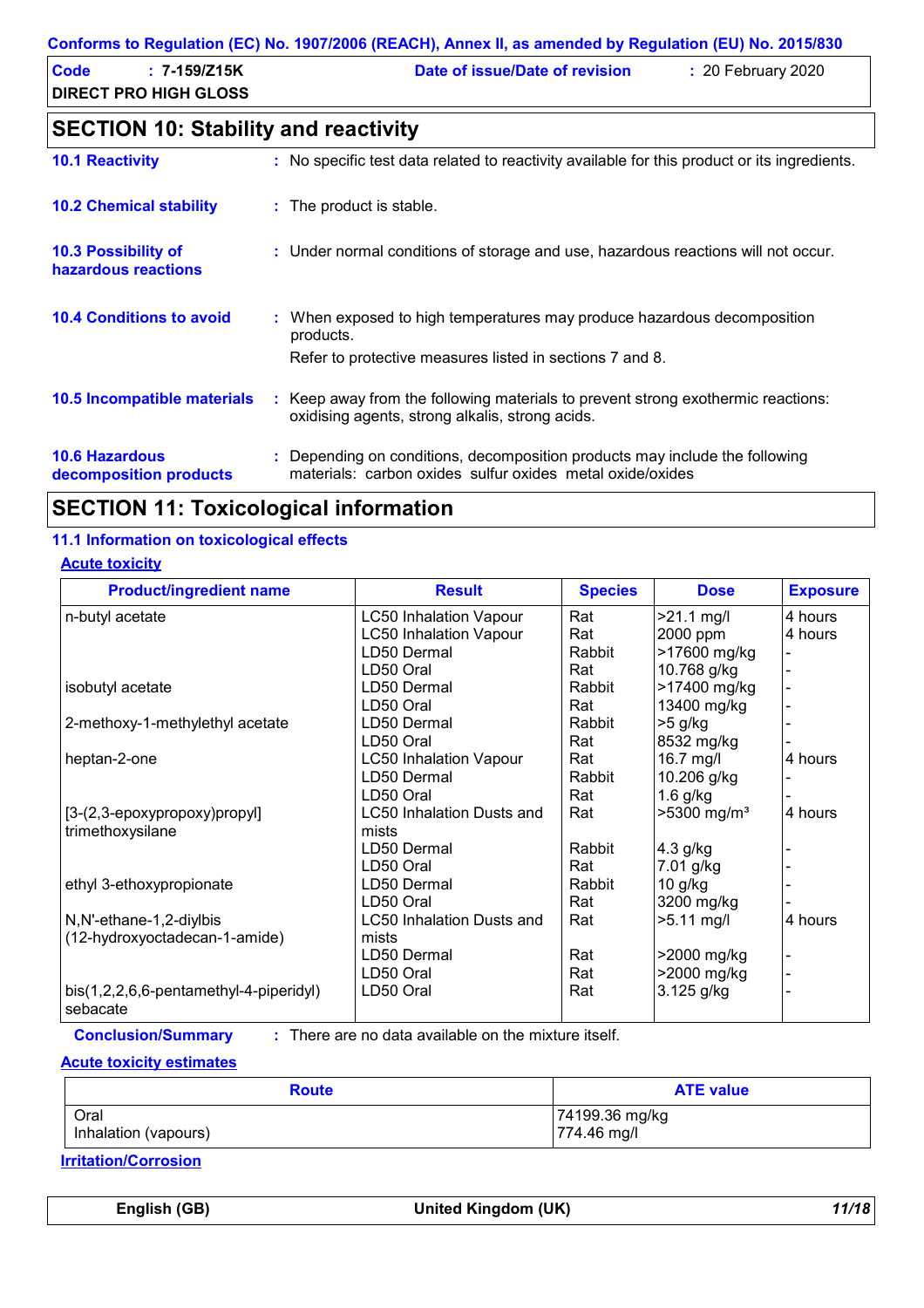## SECTION 10: Stability and reactivity

**10.1 Reactivity** : No specific test data related to reactivity available for this product or its ingredients.

**10.2 Chemical stability** : The product is stable.

**10.3 Possibility of hazardous reactions** : Under normal conditions of storage and use, hazardous reactions will not occur.

**10.4 Conditions to avoid** : When exposed to high temperatures may produce hazardous decomposition products.
Refer to protective measures listed in sections 7 and 8.

**10.5 Incompatible materials** : Keep away from the following materials to prevent strong exothermic reactions: oxidising agents, strong alkalis, strong acids.

**10.6 Hazardous decomposition products** : Depending on conditions, decomposition products may include the following materials: carbon oxides sulfur oxides metal oxide/oxides

## SECTION 11: Toxicological information

### 11.1 Information on toxicological effects

**Acute toxicity**

| Product/ingredient name | Result | Species | Dose | Exposure |
|---|---|---|---|---|
| n-butyl acetate | LC50 Inhalation Vapour | Rat | >21.1 mg/l | 4 hours |
| | LC50 Inhalation Vapour | Rat | 2000 ppm | 4 hours |
| | LD50 Dermal | Rabbit | >17600 mg/kg | - |
| | LD50 Oral | Rat | 10.768 g/kg | - |
| isobutyl acetate | LD50 Dermal | Rabbit | >17400 mg/kg | - |
| | LD50 Oral | Rat | 13400 mg/kg | - |
| 2-methoxy-1-methylethyl acetate | LD50 Dermal | Rabbit | >5 g/kg | - |
| | LD50 Oral | Rat | 8532 mg/kg | - |
| heptan-2-one | LC50 Inhalation Vapour | Rat | 16.7 mg/l | 4 hours |
| | LD50 Dermal | Rabbit | 10.206 g/kg | - |
| | LD50 Oral | Rat | 1.6 g/kg | - |
| [3-(2,3-epoxypropoxy)propyl] trimethoxysilane | LC50 Inhalation Dusts and mists | Rat | >5300 mg/m³ | 4 hours |
| | LD50 Dermal | Rabbit | 4.3 g/kg | - |
| | LD50 Oral | Rat | 7.01 g/kg | - |
| ethyl 3-ethoxypropionate | LD50 Dermal | Rabbit | 10 g/kg | - |
| | LD50 Oral | Rat | 3200 mg/kg | - |
| N,N'-ethane-1,2-diylbis (12-hydroxyoctadecan-1-amide) | LC50 Inhalation Dusts and mists | Rat | >5.11 mg/l | 4 hours |
| | LD50 Dermal | Rat | >2000 mg/kg | - |
| | LD50 Oral | Rat | >2000 mg/kg | - |
| bis(1,2,2,6,6-pentamethyl-4-piperidyl) sebacate | LD50 Oral | Rat | 3.125 g/kg | - |

**Conclusion/Summary** : There are no data available on the mixture itself.

**Acute toxicity estimates**

| Route | ATE value |
|---|---|
| Oral | 74199.36 mg/kg |
| Inhalation (vapours) | 774.46 mg/l |

**Irritation/Corrosion**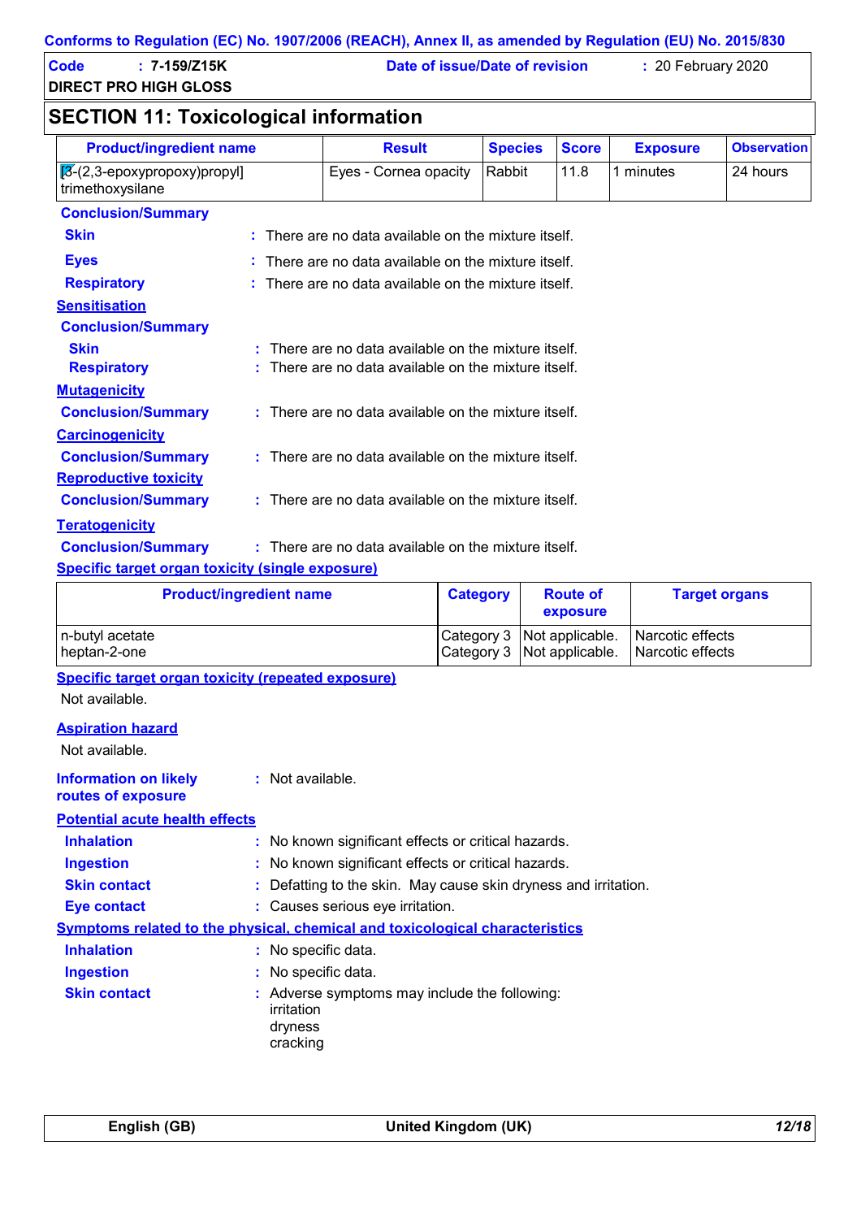## SECTION 11: Toxicological information

| Product/ingredient name | Result | Species | Score | Exposure | Observation |
|---|---|---|---|---|---|
| [3-(2,3-epoxypropoxy)propyl] trimethoxysilane | Eyes - Cornea opacity | Rabbit | 11.8 | 1 minutes | 24 hours |

**Conclusion/Summary**

**Skin** : There are no data available on the mixture itself.

**Eyes** : There are no data available on the mixture itself.

**Respiratory** : There are no data available on the mixture itself.

**Sensitisation**

**Conclusion/Summary**

**Skin** : There are no data available on the mixture itself.

**Respiratory** : There are no data available on the mixture itself.

**Mutagenicity**

**Conclusion/Summary** : There are no data available on the mixture itself.

**Carcinogenicity**

**Conclusion/Summary** : There are no data available on the mixture itself.

**Reproductive toxicity**

**Conclusion/Summary** : There are no data available on the mixture itself.

**Teratogenicity**

**Conclusion/Summary** : There are no data available on the mixture itself.

**Specific target organ toxicity (single exposure)**

| Product/ingredient name | Category | Route of exposure | Target organs |
|---|---|---|---|
| n-butyl acetate | Category 3 | Not applicable. | Narcotic effects |
| heptan-2-one | Category 3 | Not applicable. | Narcotic effects |

**Specific target organ toxicity (repeated exposure)**

Not available.

**Aspiration hazard**

Not available.

**Information on likely routes of exposure** : Not available.

**Potential acute health effects**

**Inhalation** : No known significant effects or critical hazards.

**Ingestion** : No known significant effects or critical hazards.

**Skin contact** : Defatting to the skin. May cause skin dryness and irritation.

**Eye contact** : Causes serious eye irritation.

**Symptoms related to the physical, chemical and toxicological characteristics**

**Inhalation** : No specific data.

**Ingestion** : No specific data.

**Skin contact** : Adverse symptoms may include the following:
irritation
dryness
cracking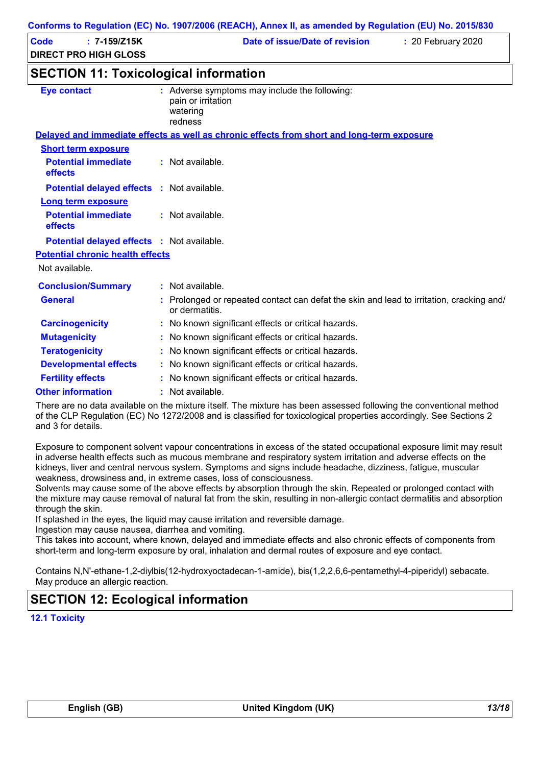## SECTION 11: Toxicological information

**Eye contact** : Adverse symptoms may include the following:
pain or irritation
watering
redness

**Delayed and immediate effects as well as chronic effects from short and long-term exposure**

**Short term exposure**

**Potential immediate effects** : Not available.

**Potential delayed effects** : Not available.

**Long term exposure**

**Potential immediate effects** : Not available.

**Potential delayed effects** : Not available.

**Potential chronic health effects**

Not available.

**Conclusion/Summary** : Not available.

**General** : Prolonged or repeated contact can defat the skin and lead to irritation, cracking and/ or dermatitis.

**Carcinogenicity** : No known significant effects or critical hazards.

**Mutagenicity** : No known significant effects or critical hazards.

**Teratogenicity** : No known significant effects or critical hazards.

**Developmental effects** : No known significant effects or critical hazards.

**Fertility effects** : No known significant effects or critical hazards.

**Other information** : Not available.

There are no data available on the mixture itself. The mixture has been assessed following the conventional method of the CLP Regulation (EC) No 1272/2008 and is classified for toxicological properties accordingly. See Sections 2 and 3 for details.

Exposure to component solvent vapour concentrations in excess of the stated occupational exposure limit may result in adverse health effects such as mucous membrane and respiratory system irritation and adverse effects on the kidneys, liver and central nervous system. Symptoms and signs include headache, dizziness, fatigue, muscular weakness, drowsiness and, in extreme cases, loss of consciousness.
Solvents may cause some of the above effects by absorption through the skin. Repeated or prolonged contact with the mixture may cause removal of natural fat from the skin, resulting in non-allergic contact dermatitis and absorption through the skin.
If splashed in the eyes, the liquid may cause irritation and reversible damage.
Ingestion may cause nausea, diarrhea and vomiting.
This takes into account, where known, delayed and immediate effects and also chronic effects of components from short-term and long-term exposure by oral, inhalation and dermal routes of exposure and eye contact.

Contains N,N'-ethane-1,2-diylbis(12-hydroxyoctadecan-1-amide), bis(1,2,2,6,6-pentamethyl-4-piperidyl) sebacate. May produce an allergic reaction.

## SECTION 12: Ecological information

**12.1 Toxicity**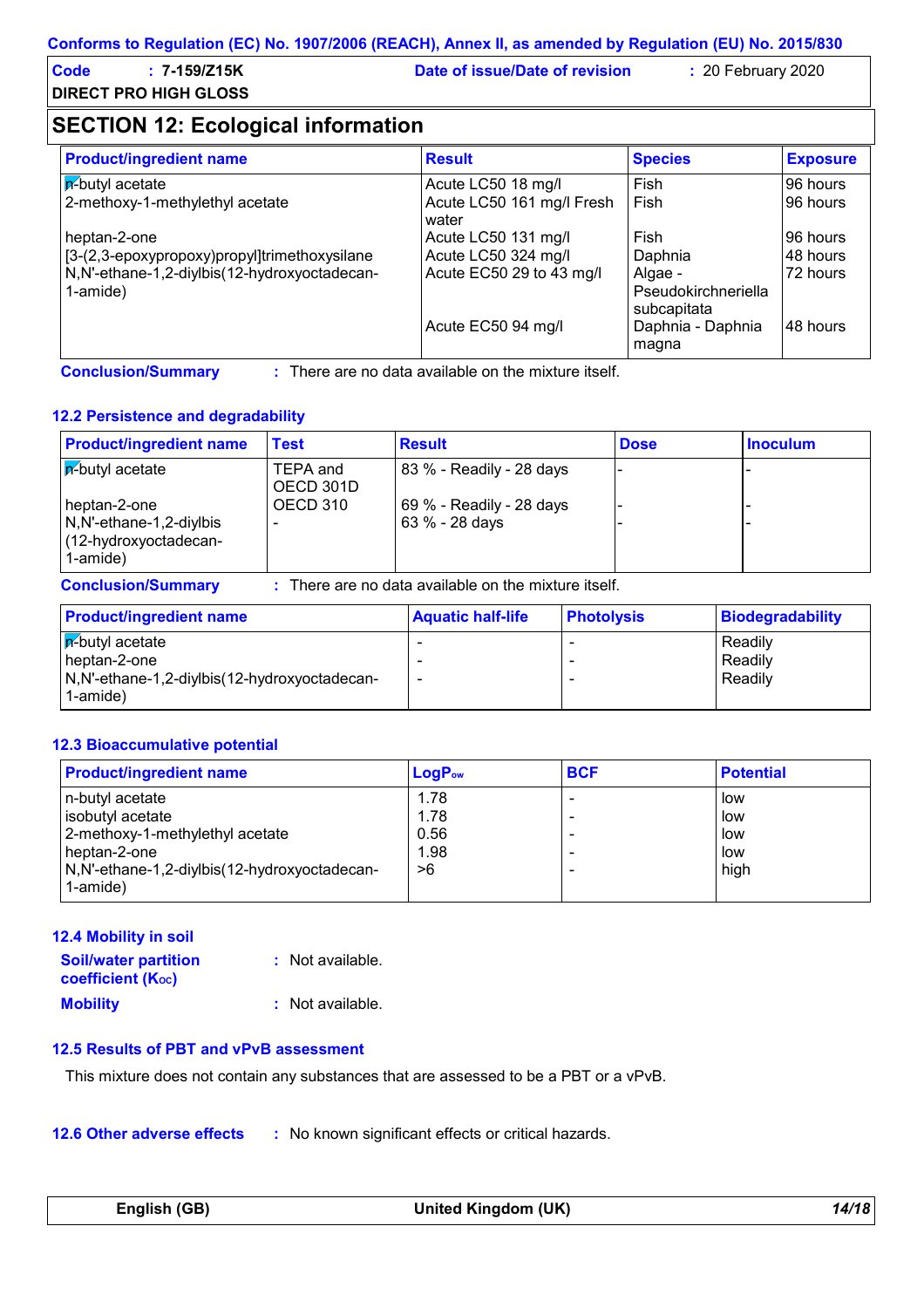## SECTION 12: Ecological information

| Product/ingredient name | Result | Species | Exposure |
|---|---|---|---|
| n-butyl acetate | Acute LC50 18 mg/l | Fish | 96 hours |
| 2-methoxy-1-methylethyl acetate | Acute LC50 161 mg/l Fresh water | Fish | 96 hours |
| heptan-2-one | Acute LC50 131 mg/l | Fish | 96 hours |
| [3-(2,3-epoxypropoxy)propyl]trimethoxysilane | Acute LC50 324 mg/l | Daphnia | 48 hours |
| N,N'-ethane-1,2-diylbis(12-hydroxyoctadecan-1-amide) | Acute EC50 29 to 43 mg/l | Algae - Pseudokirchneriella subcapitata | 72 hours |
| | Acute EC50 94 mg/l | Daphnia - Daphnia magna | 48 hours |

**Conclusion/Summary** : There are no data available on the mixture itself.

### 12.2 Persistence and degradability

| Product/ingredient name | Test | Result | Dose | Inoculum |
|---|---|---|---|---|
| n-butyl acetate | TEPA and OECD 301D | 83 % - Readily - 28 days | - | - |
| heptan-2-one | OECD 310 | 69 % - Readily - 28 days | - | - |
| N,N'-ethane-1,2-diylbis (12-hydroxyoctadecan-1-amide) | - | 63 % - 28 days | - | - |

**Conclusion/Summary** : There are no data available on the mixture itself.

| Product/ingredient name | Aquatic half-life | Photolysis | Biodegradability |
|---|---|---|---|
| n-butyl acetate | - | - | Readily |
| heptan-2-one | - | - | Readily |
| N,N'-ethane-1,2-diylbis(12-hydroxyoctadecan-1-amide) | - | - | Readily |

### 12.3 Bioaccumulative potential

| Product/ingredient name | $LogP_{ow}$ | BCF | Potential |
|---|---|---|---|
| n-butyl acetate | 1.78 | - | low |
| isobutyl acetate | 1.78 | - | low |
| 2-methoxy-1-methylethyl acetate | 0.56 | - | low |
| heptan-2-one | 1.98 | - | low |
| N,N'-ethane-1,2-diylbis(12-hydroxyoctadecan-1-amide) | >6 | - | high |

### 12.4 Mobility in soil

**Soil/water partition coefficient ($K_{OC}$)** : Not available.

**Mobility** : Not available.

### 12.5 Results of PBT and vPvB assessment

This mixture does not contain any substances that are assessed to be a PBT or a vPvB.

### 12.6 Other adverse effects

: No known significant effects or critical hazards.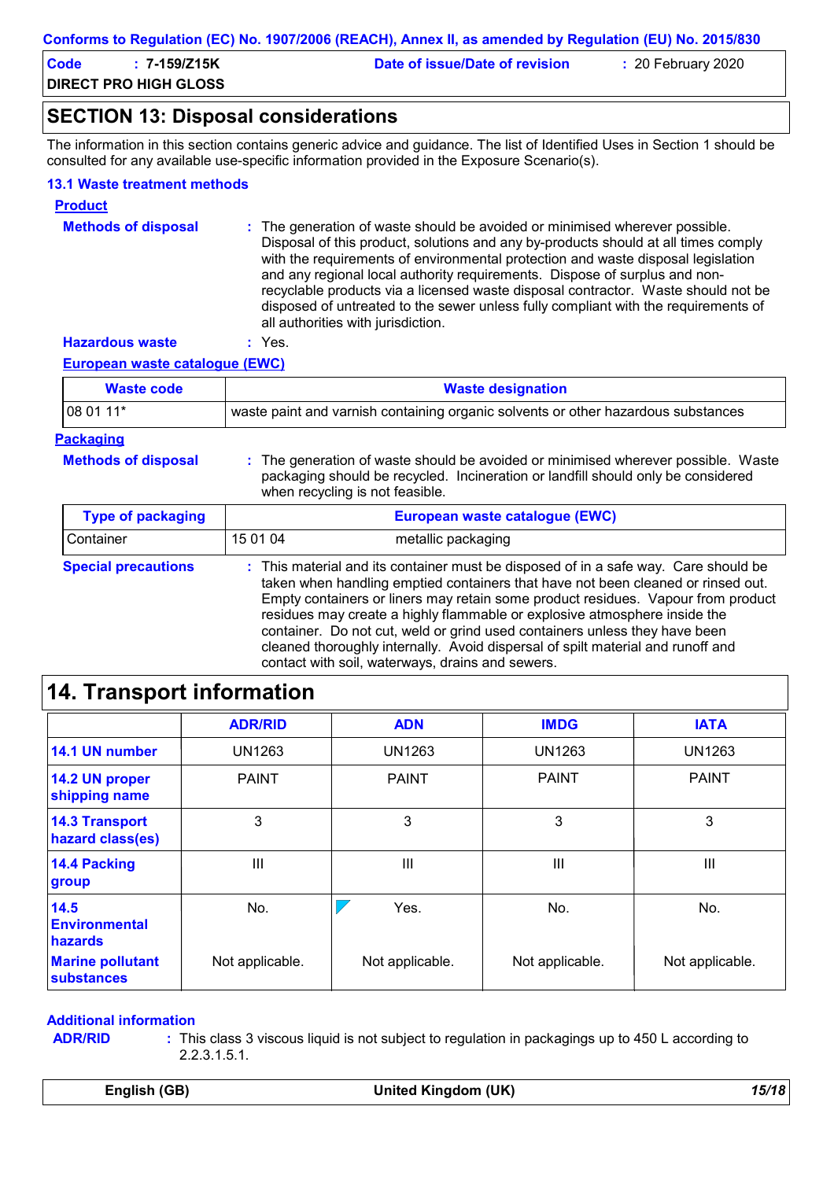## SECTION 13: Disposal considerations

The information in this section contains generic advice and guidance. The list of Identified Uses in Section 1 should be consulted for any available use-specific information provided in the Exposure Scenario(s).

### 13.1 Waste treatment methods

**Product**

**Methods of disposal** : The generation of waste should be avoided or minimised wherever possible. Disposal of this product, solutions and any by-products should at all times comply with the requirements of environmental protection and waste disposal legislation and any regional local authority requirements. Dispose of surplus and non-recyclable products via a licensed waste disposal contractor. Waste should not be disposed of untreated to the sewer unless fully compliant with the requirements of all authorities with jurisdiction.

**Hazardous waste** : Yes.

**European waste catalogue (EWC)**

| Waste code | Waste designation |
|---|---|
| 08 01 11* | waste paint and varnish containing organic solvents or other hazardous substances |

**Packaging**

**Methods of disposal** : The generation of waste should be avoided or minimised wherever possible. Waste packaging should be recycled. Incineration or landfill should only be considered when recycling is not feasible.

| Type of packaging | European waste catalogue (EWC) | |
|---|---|---|
| Container | 15 01 04 | metallic packaging |

**Special precautions** : This material and its container must be disposed of in a safe way. Care should be taken when handling emptied containers that have not been cleaned or rinsed out. Empty containers or liners may retain some product residues. Vapour from product residues may create a highly flammable or explosive atmosphere inside the container. Do not cut, weld or grind used containers unless they have been cleaned thoroughly internally. Avoid dispersal of spilt material and runoff and contact with soil, waterways, drains and sewers.

## 14. Transport information

| | ADR/RID | ADN | IMDG | IATA |
|---|---|---|---|---|
| 14.1 UN number | UN1263 | UN1263 | UN1263 | UN1263 |
| 14.2 UN proper shipping name | PAINT | PAINT | PAINT | PAINT |
| 14.3 Transport hazard class(es) | 3 | 3 | 3 | 3 |
| 14.4 Packing group | III | III | III | III |
| 14.5 Environmental hazards | No. | Yes. | No. | No. |
| Marine pollutant substances | Not applicable. | Not applicable. | Not applicable. | Not applicable. |

**Additional information**

**ADR/RID** : This class 3 viscous liquid is not subject to regulation in packagings up to 450 L according to 2.2.3.1.5.1.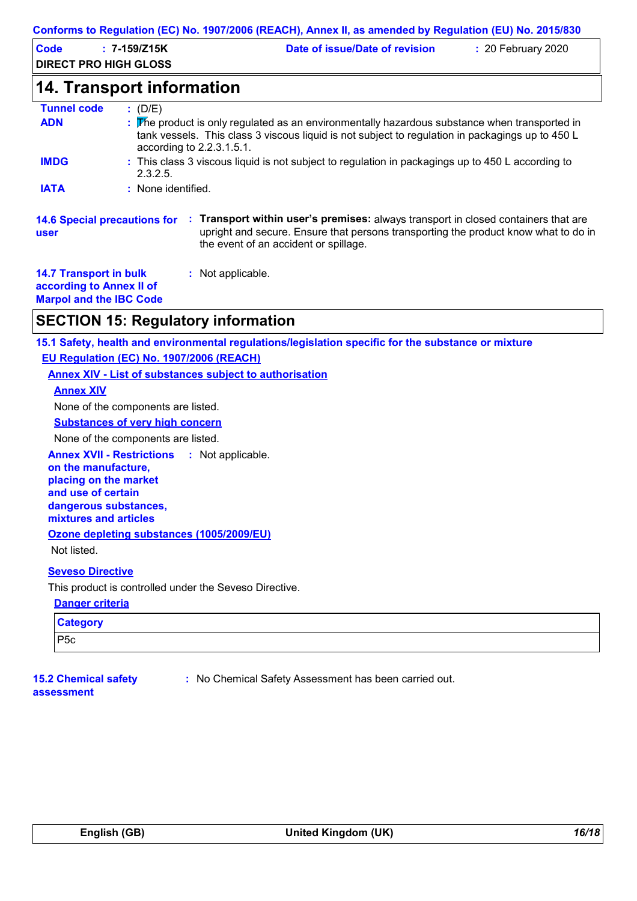## 14. Transport information

**Tunnel code** : (D/E)

**ADN** : The product is only regulated as an environmentally hazardous substance when transported in tank vessels. This class 3 viscous liquid is not subject to regulation in packagings up to 450 L according to 2.2.3.1.5.1.

**IMDG** : This class 3 viscous liquid is not subject to regulation in packagings up to 450 L according to 2.3.2.5.

**IATA** : None identified.

**14.6 Special precautions for user** : **Transport within user's premises:** always transport in closed containers that are upright and secure. Ensure that persons transporting the product know what to do in the event of an accident or spillage.

**14.7 Transport in bulk according to Annex II of Marpol and the IBC Code** : Not applicable.

## SECTION 15: Regulatory information

### 15.1 Safety, health and environmental regulations/legislation specific for the substance or mixture

**EU Regulation (EC) No. 1907/2006 (REACH)**

**Annex XIV - List of substances subject to authorisation**

**Annex XIV**

None of the components are listed.

**Substances of very high concern**

None of the components are listed.

**Annex XVII - Restrictions on the manufacture, placing on the market and use of certain dangerous substances, mixtures and articles** : Not applicable.

**Ozone depleting substances (1005/2009/EU)**

Not listed.

**Seveso Directive**

This product is controlled under the Seveso Directive.

**Danger criteria**

| Category |
| --- |
| P5c |

**15.2 Chemical safety assessment** : No Chemical Safety Assessment has been carried out.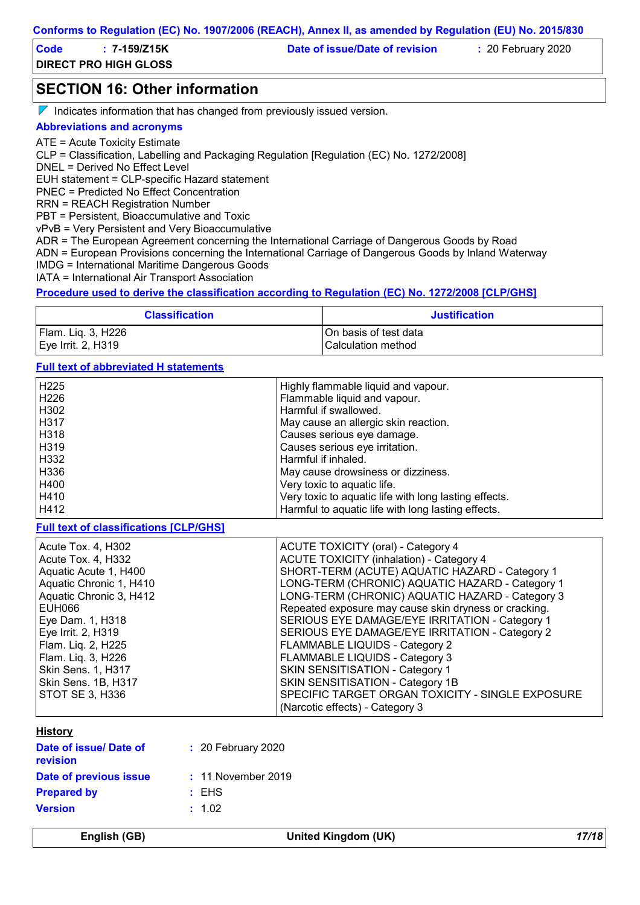## SECTION 16: Other information

Indicates information that has changed from previously issued version.

### Abbreviations and acronyms

ATE = Acute Toxicity Estimate
CLP = Classification, Labelling and Packaging Regulation [Regulation (EC) No. 1272/2008]
DNEL = Derived No Effect Level
EUH statement = CLP-specific Hazard statement
PNEC = Predicted No Effect Concentration
RRN = REACH Registration Number
PBT = Persistent, Bioaccumulative and Toxic
vPvB = Very Persistent and Very Bioaccumulative
ADR = The European Agreement concerning the International Carriage of Dangerous Goods by Road
ADN = European Provisions concerning the International Carriage of Dangerous Goods by Inland Waterway
IMDG = International Maritime Dangerous Goods
IATA = International Air Transport Association

### Procedure used to derive the classification according to Regulation (EC) No. 1272/2008 [CLP/GHS]

| Classification | Justification |
|---|---|
| Flam. Liq. 3, H226 | On basis of test data |
| Eye Irrit. 2, H319 | Calculation method |

### Full text of abbreviated H statements

| | |
|---|---|
| H225 | Highly flammable liquid and vapour. |
| H226 | Flammable liquid and vapour. |
| H302 | Harmful if swallowed. |
| H317 | May cause an allergic skin reaction. |
| H318 | Causes serious eye damage. |
| H319 | Causes serious eye irritation. |
| H332 | Harmful if inhaled. |
| H336 | May cause drowsiness or dizziness. |
| H400 | Very toxic to aquatic life. |
| H410 | Very toxic to aquatic life with long lasting effects. |
| H412 | Harmful to aquatic life with long lasting effects. |

### Full text of classifications [CLP/GHS]

| | |
|---|---|
| Acute Tox. 4, H302 | ACUTE TOXICITY (oral) - Category 4 |
| Acute Tox. 4, H332 | ACUTE TOXICITY (inhalation) - Category 4 |
| Aquatic Acute 1, H400 | SHORT-TERM (ACUTE) AQUATIC HAZARD - Category 1 |
| Aquatic Chronic 1, H410 | LONG-TERM (CHRONIC) AQUATIC HAZARD - Category 1 |
| Aquatic Chronic 3, H412 | LONG-TERM (CHRONIC) AQUATIC HAZARD - Category 3 |
| EUH066 | Repeated exposure may cause skin dryness or cracking. |
| Eye Dam. 1, H318 | SERIOUS EYE DAMAGE/EYE IRRITATION - Category 1 |
| Eye Irrit. 2, H319 | SERIOUS EYE DAMAGE/EYE IRRITATION - Category 2 |
| Flam. Liq. 2, H225 | FLAMMABLE LIQUIDS - Category 2 |
| Flam. Liq. 3, H226 | FLAMMABLE LIQUIDS - Category 3 |
| Skin Sens. 1, H317 | SKIN SENSITISATION - Category 1 |
| Skin Sens. 1B, H317 | SKIN SENSITISATION - Category 1B |
| STOT SE 3, H336 | SPECIFIC TARGET ORGAN TOXICITY - SINGLE EXPOSURE (Narcotic effects) - Category 3 |

### History

**Date of issue/ Date of revision** : 20 February 2020
**Date of previous issue** : 11 November 2019
**Prepared by** : EHS
**Version** : 1.02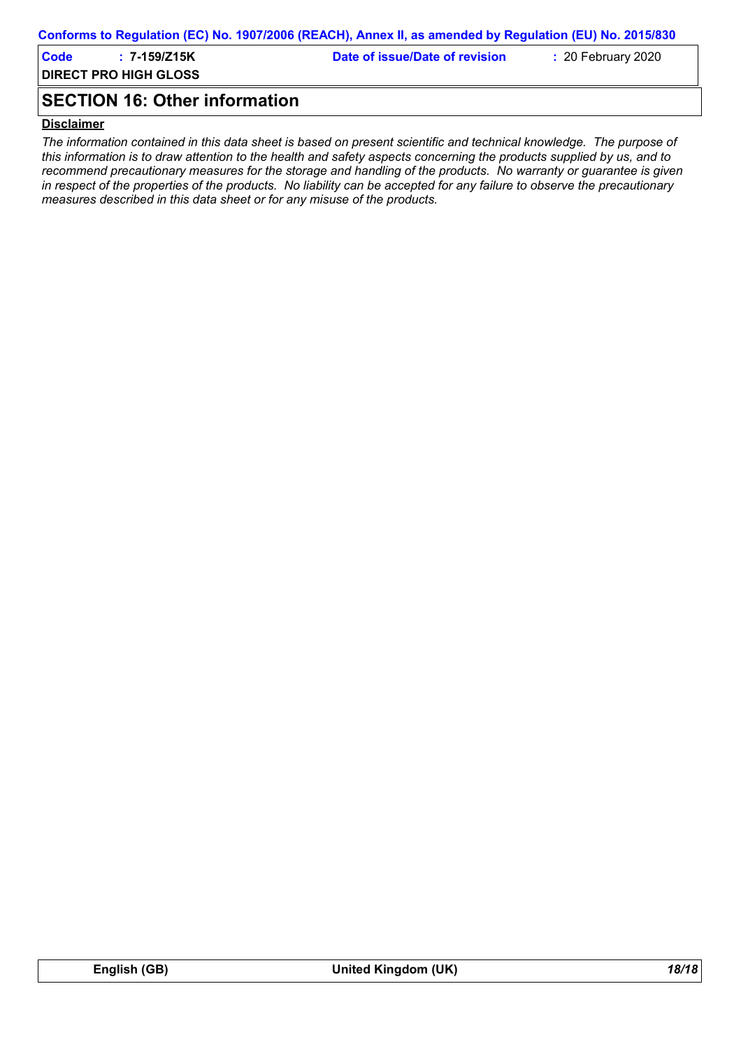## SECTION 16: Other information

**Disclaimer**

*The information contained in this data sheet is based on present scientific and technical knowledge. The purpose of this information is to draw attention to the health and safety aspects concerning the products supplied by us, and to recommend precautionary measures for the storage and handling of the products. No warranty or guarantee is given in respect of the properties of the products. No liability can be accepted for any failure to observe the precautionary measures described in this data sheet or for any misuse of the products.*